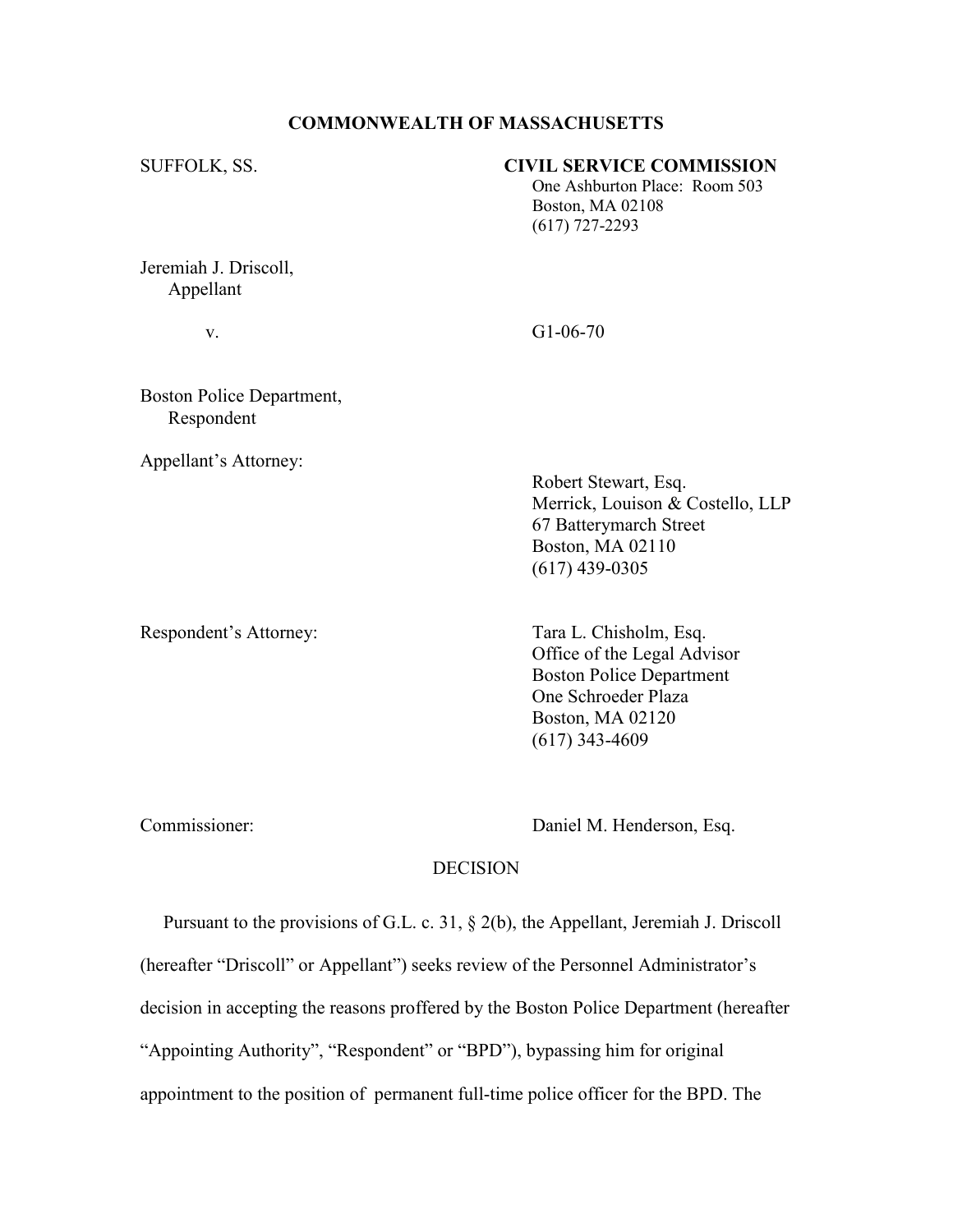**COMMONWEALTH OF MASSACHUSETTS**

SUFFOLK, SS.

**CIVIL SERVICE COMMISSION**
One Ashburton Place: Room 503
Boston, MA 02108
(617) 727-2293

Jeremiah J. Driscoll,
Appellant

v.

G1-06-70

Boston Police Department,
Respondent

Appellant's Attorney:

Robert Stewart, Esq.
Merrick, Louison & Costello, LLP
67 Batterymarch Street
Boston, MA 02110
(617) 439-0305

Respondent's Attorney:

Tara L. Chisholm, Esq.
Office of the Legal Advisor
Boston Police Department
One Schroeder Plaza
Boston, MA 02120
(617) 343-4609

Commissioner:

Daniel M. Henderson, Esq.

DECISION

Pursuant to the provisions of G.L. c. 31, § 2(b), the Appellant, Jeremiah J. Driscoll (hereafter "Driscoll" or Appellant") seeks review of the Personnel Administrator's decision in accepting the reasons proffered by the Boston Police Department (hereafter "Appointing Authority", "Respondent" or "BPD"), bypassing him for original appointment to the position of permanent full-time police officer for the BPD. The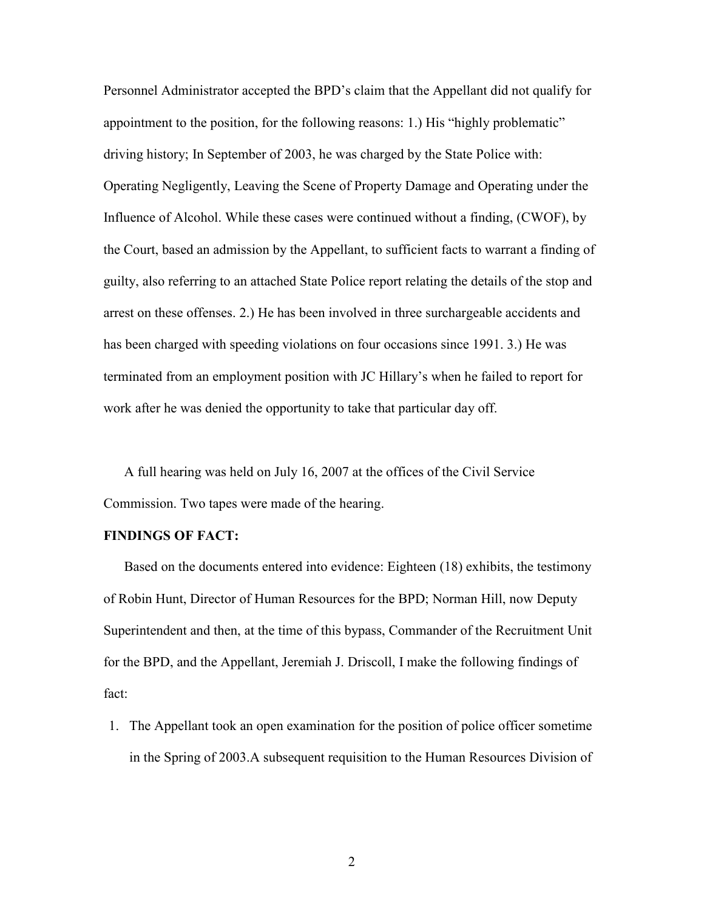Personnel Administrator accepted the BPD's claim that the Appellant did not qualify for appointment to the position, for the following reasons: 1.) His "highly problematic" driving history; In September of 2003, he was charged by the State Police with: Operating Negligently, Leaving the Scene of Property Damage and Operating under the Influence of Alcohol. While these cases were continued without a finding, (CWOF), by the Court, based an admission by the Appellant, to sufficient facts to warrant a finding of guilty, also referring to an attached State Police report relating the details of the stop and arrest on these offenses. 2.) He has been involved in three surchargeable accidents and has been charged with speeding violations on four occasions since 1991. 3.) He was terminated from an employment position with JC Hillary's when he failed to report for work after he was denied the opportunity to take that particular day off.

A full hearing was held on July 16, 2007 at the offices of the Civil Service Commission. Two tapes were made of the hearing.

**FINDINGS OF FACT:**

Based on the documents entered into evidence: Eighteen (18) exhibits, the testimony of Robin Hunt, Director of Human Resources for the BPD; Norman Hill, now Deputy Superintendent and then, at the time of this bypass, Commander of the Recruitment Unit for the BPD, and the Appellant, Jeremiah J. Driscoll, I make the following findings of fact:

1. The Appellant took an open examination for the position of police officer sometime in the Spring of 2003.A subsequent requisition to the Human Resources Division of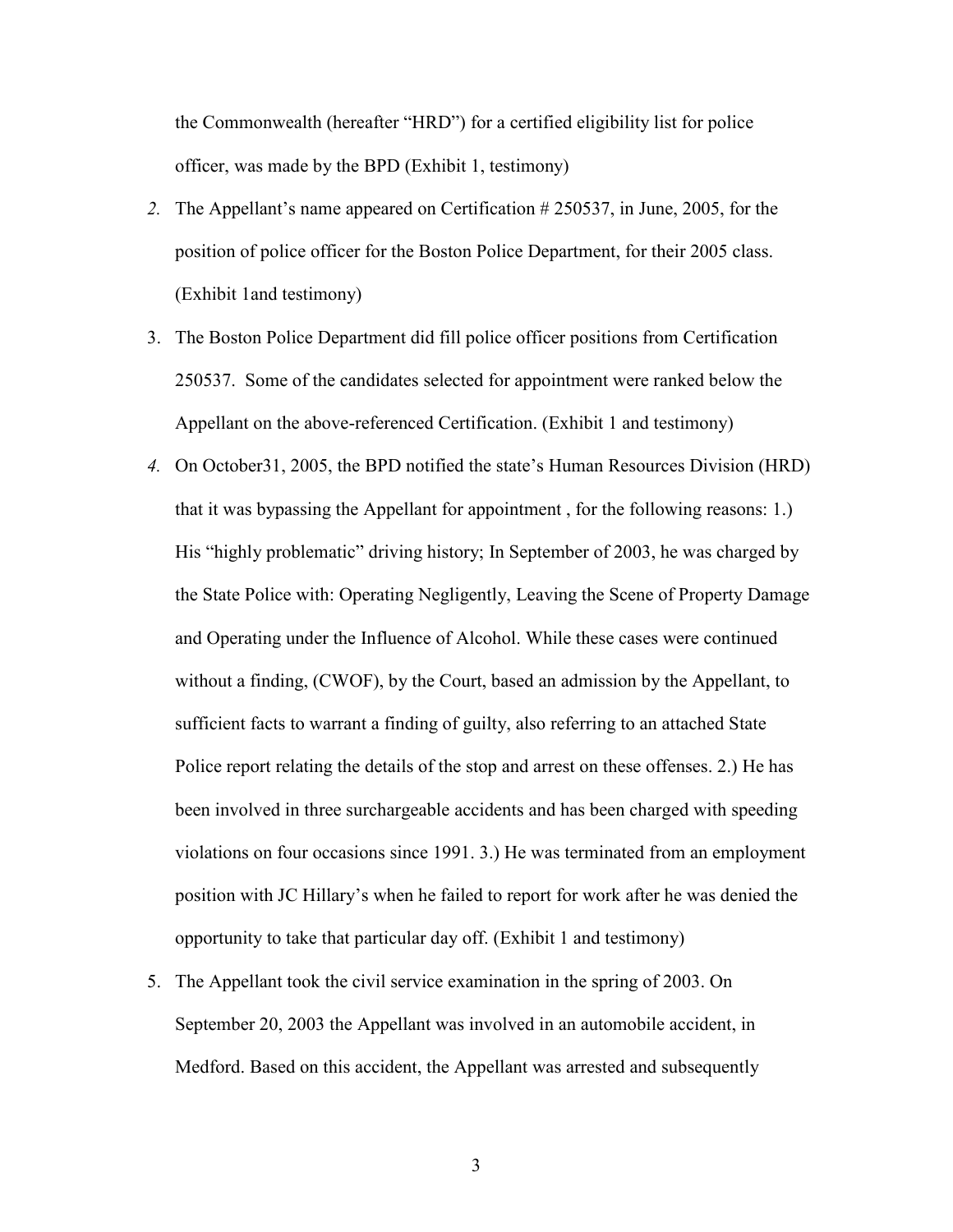the Commonwealth (hereafter "HRD") for a certified eligibility list for police officer, was made by the BPD (Exhibit 1, testimony)

2. The Appellant's name appeared on Certification # 250537, in June, 2005, for the position of police officer for the Boston Police Department, for their 2005 class. (Exhibit 1and testimony)
3. The Boston Police Department did fill police officer positions from Certification 250537. Some of the candidates selected for appointment were ranked below the Appellant on the above-referenced Certification. (Exhibit 1 and testimony)
4. On October31, 2005, the BPD notified the state's Human Resources Division (HRD) that it was bypassing the Appellant for appointment , for the following reasons: 1.) His "highly problematic" driving history; In September of 2003, he was charged by the State Police with: Operating Negligently, Leaving the Scene of Property Damage and Operating under the Influence of Alcohol. While these cases were continued without a finding, (CWOF), by the Court, based an admission by the Appellant, to sufficient facts to warrant a finding of guilty, also referring to an attached State Police report relating the details of the stop and arrest on these offenses. 2.) He has been involved in three surchargeable accidents and has been charged with speeding violations on four occasions since 1991. 3.) He was terminated from an employment position with JC Hillary's when he failed to report for work after he was denied the opportunity to take that particular day off. (Exhibit 1 and testimony)
5. The Appellant took the civil service examination in the spring of 2003. On September 20, 2003 the Appellant was involved in an automobile accident, in Medford. Based on this accident, the Appellant was arrested and subsequently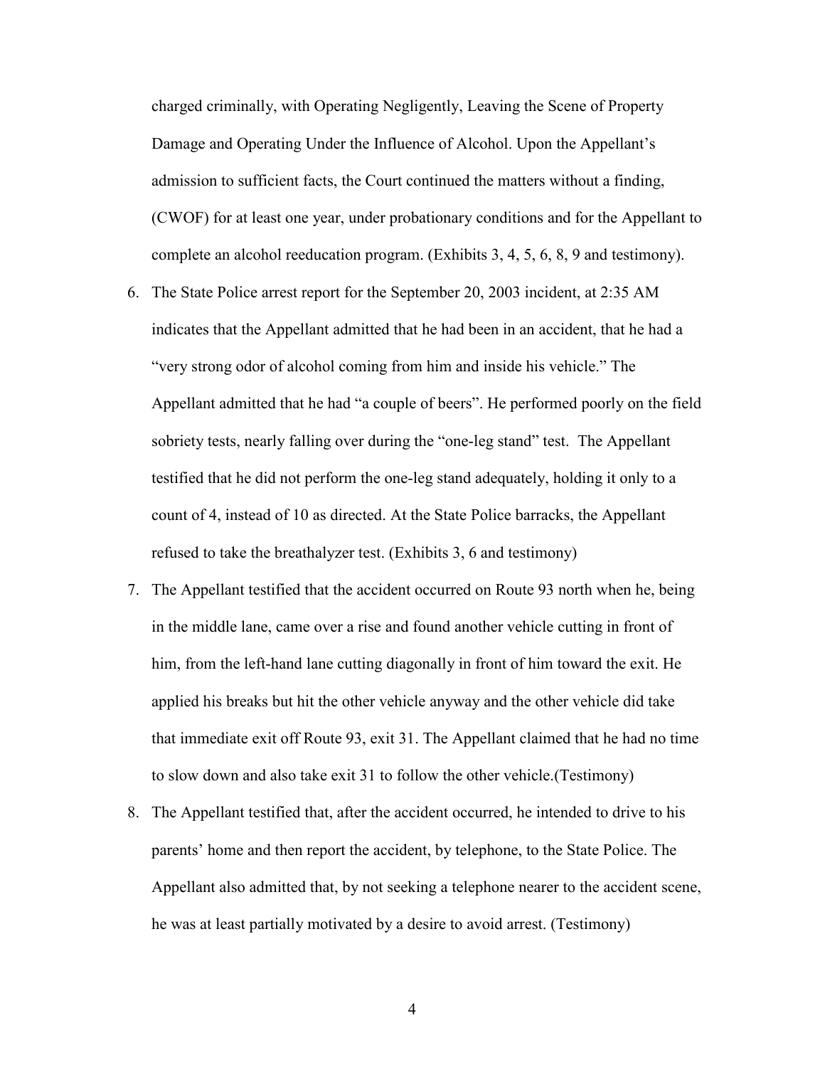charged criminally, with Operating Negligently, Leaving the Scene of Property Damage and Operating Under the Influence of Alcohol. Upon the Appellant's admission to sufficient facts, the Court continued the matters without a finding, (CWOF) for at least one year, under probationary conditions and for the Appellant to complete an alcohol reeducation program. (Exhibits 3, 4, 5, 6, 8, 9 and testimony).

6. The State Police arrest report for the September 20, 2003 incident, at 2:35 AM indicates that the Appellant admitted that he had been in an accident, that he had a "very strong odor of alcohol coming from him and inside his vehicle." The Appellant admitted that he had "a couple of beers". He performed poorly on the field sobriety tests, nearly falling over during the "one-leg stand" test. The Appellant testified that he did not perform the one-leg stand adequately, holding it only to a count of 4, instead of 10 as directed. At the State Police barracks, the Appellant refused to take the breathalyzer test. (Exhibits 3, 6 and testimony)
7. The Appellant testified that the accident occurred on Route 93 north when he, being in the middle lane, came over a rise and found another vehicle cutting in front of him, from the left-hand lane cutting diagonally in front of him toward the exit. He applied his breaks but hit the other vehicle anyway and the other vehicle did take that immediate exit off Route 93, exit 31. The Appellant claimed that he had no time to slow down and also take exit 31 to follow the other vehicle.(Testimony)
8. The Appellant testified that, after the accident occurred, he intended to drive to his parents' home and then report the accident, by telephone, to the State Police. The Appellant also admitted that, by not seeking a telephone nearer to the accident scene, he was at least partially motivated by a desire to avoid arrest. (Testimony)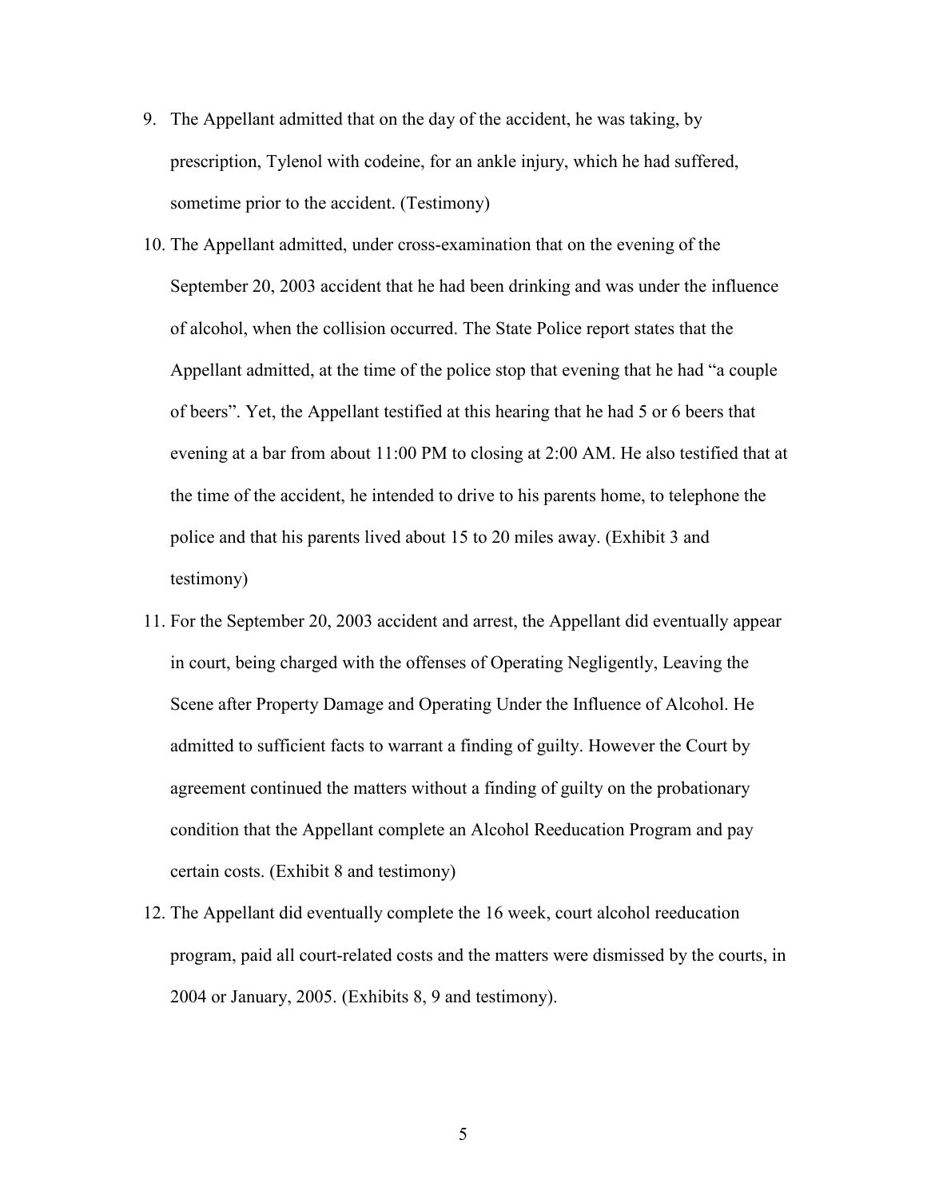9. The Appellant admitted that on the day of the accident, he was taking, by prescription, Tylenol with codeine, for an ankle injury, which he had suffered, sometime prior to the accident. (Testimony)

10. The Appellant admitted, under cross-examination that on the evening of the September 20, 2003 accident that he had been drinking and was under the influence of alcohol, when the collision occurred. The State Police report states that the Appellant admitted, at the time of the police stop that evening that he had "a couple of beers". Yet, the Appellant testified at this hearing that he had 5 or 6 beers that evening at a bar from about 11:00 PM to closing at 2:00 AM. He also testified that at the time of the accident, he intended to drive to his parents home, to telephone the police and that his parents lived about 15 to 20 miles away. (Exhibit 3 and testimony)

11. For the September 20, 2003 accident and arrest, the Appellant did eventually appear in court, being charged with the offenses of Operating Negligently, Leaving the Scene after Property Damage and Operating Under the Influence of Alcohol. He admitted to sufficient facts to warrant a finding of guilty. However the Court by agreement continued the matters without a finding of guilty on the probationary condition that the Appellant complete an Alcohol Reeducation Program and pay certain costs. (Exhibit 8 and testimony)

12. The Appellant did eventually complete the 16 week, court alcohol reeducation program, paid all court-related costs and the matters were dismissed by the courts, in 2004 or January, 2005. (Exhibits 8, 9 and testimony).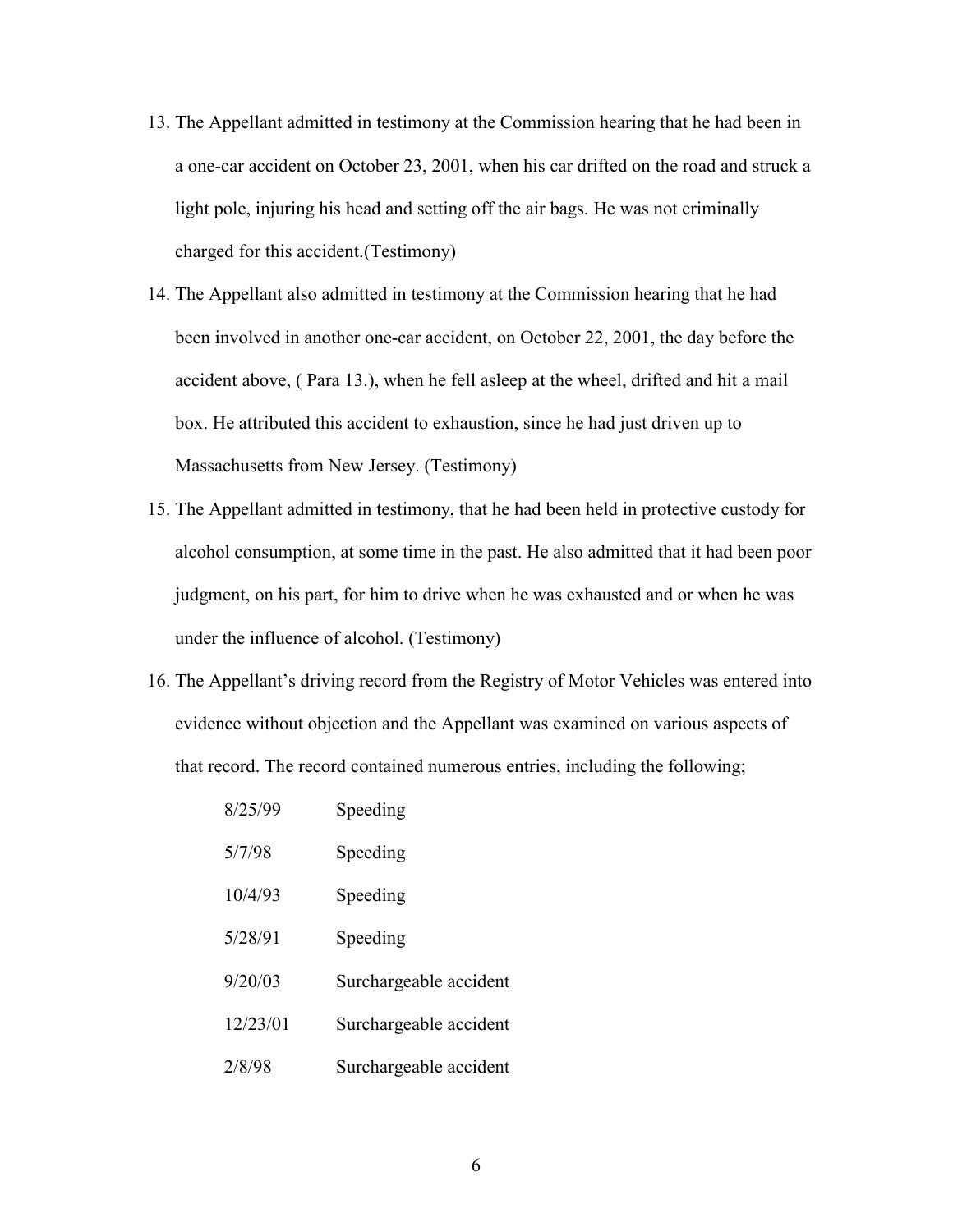13. The Appellant admitted in testimony at the Commission hearing that he had been in a one-car accident on October 23, 2001, when his car drifted on the road and struck a light pole, injuring his head and setting off the air bags. He was not criminally charged for this accident.(Testimony)

14. The Appellant also admitted in testimony at the Commission hearing that he had been involved in another one-car accident, on October 22, 2001, the day before the accident above, ( Para 13.), when he fell asleep at the wheel, drifted and hit a mail box. He attributed this accident to exhaustion, since he had just driven up to Massachusetts from New Jersey. (Testimony)

15. The Appellant admitted in testimony, that he had been held in protective custody for alcohol consumption, at some time in the past. He also admitted that it had been poor judgment, on his part, for him to drive when he was exhausted and or when he was under the influence of alcohol. (Testimony)

16. The Appellant's driving record from the Registry of Motor Vehicles was entered into evidence without objection and the Appellant was examined on various aspects of that record. The record contained numerous entries, including the following;

| | |
|---|---|
| 8/25/99 | Speeding |
| 5/7/98 | Speeding |
| 10/4/93 | Speeding |
| 5/28/91 | Speeding |
| 9/20/03 | Surchargeable accident |
| 12/23/01 | Surchargeable accident |
| 2/8/98 | Surchargeable accident |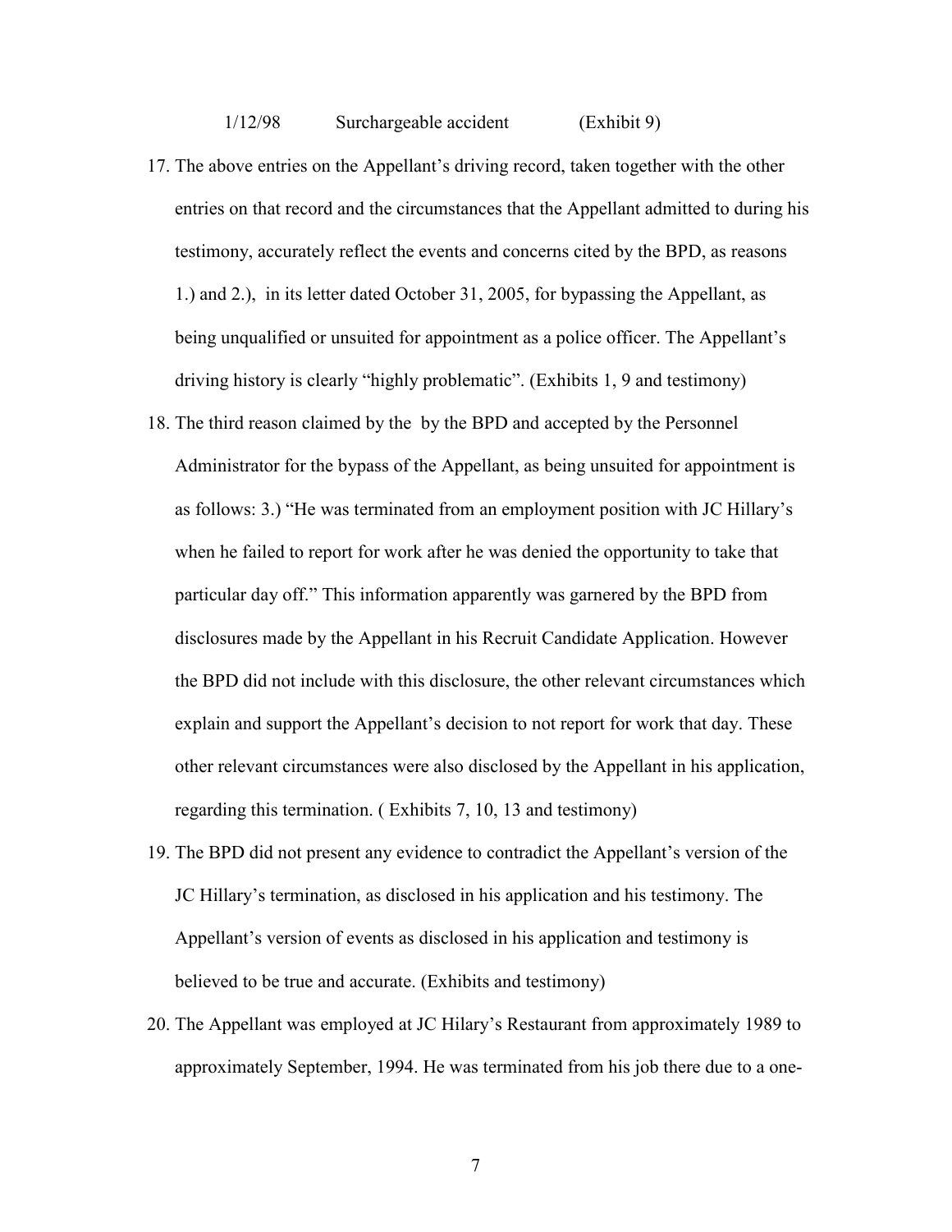1/12/98 Surchargeable accident (Exhibit 9)

17. The above entries on the Appellant's driving record, taken together with the other entries on that record and the circumstances that the Appellant admitted to during his testimony, accurately reflect the events and concerns cited by the BPD, as reasons 1.) and 2.), in its letter dated October 31, 2005, for bypassing the Appellant, as being unqualified or unsuited for appointment as a police officer. The Appellant's driving history is clearly "highly problematic". (Exhibits 1, 9 and testimony)

18. The third reason claimed by the by the BPD and accepted by the Personnel Administrator for the bypass of the Appellant, as being unsuited for appointment is as follows: 3.) "He was terminated from an employment position with JC Hillary's when he failed to report for work after he was denied the opportunity to take that particular day off." This information apparently was garnered by the BPD from disclosures made by the Appellant in his Recruit Candidate Application. However the BPD did not include with this disclosure, the other relevant circumstances which explain and support the Appellant's decision to not report for work that day. These other relevant circumstances were also disclosed by the Appellant in his application, regarding this termination. ( Exhibits 7, 10, 13 and testimony)

19. The BPD did not present any evidence to contradict the Appellant's version of the JC Hillary's termination, as disclosed in his application and his testimony. The Appellant's version of events as disclosed in his application and testimony is believed to be true and accurate. (Exhibits and testimony)

20. The Appellant was employed at JC Hilary's Restaurant from approximately 1989 to approximately September, 1994. He was terminated from his job there due to a one-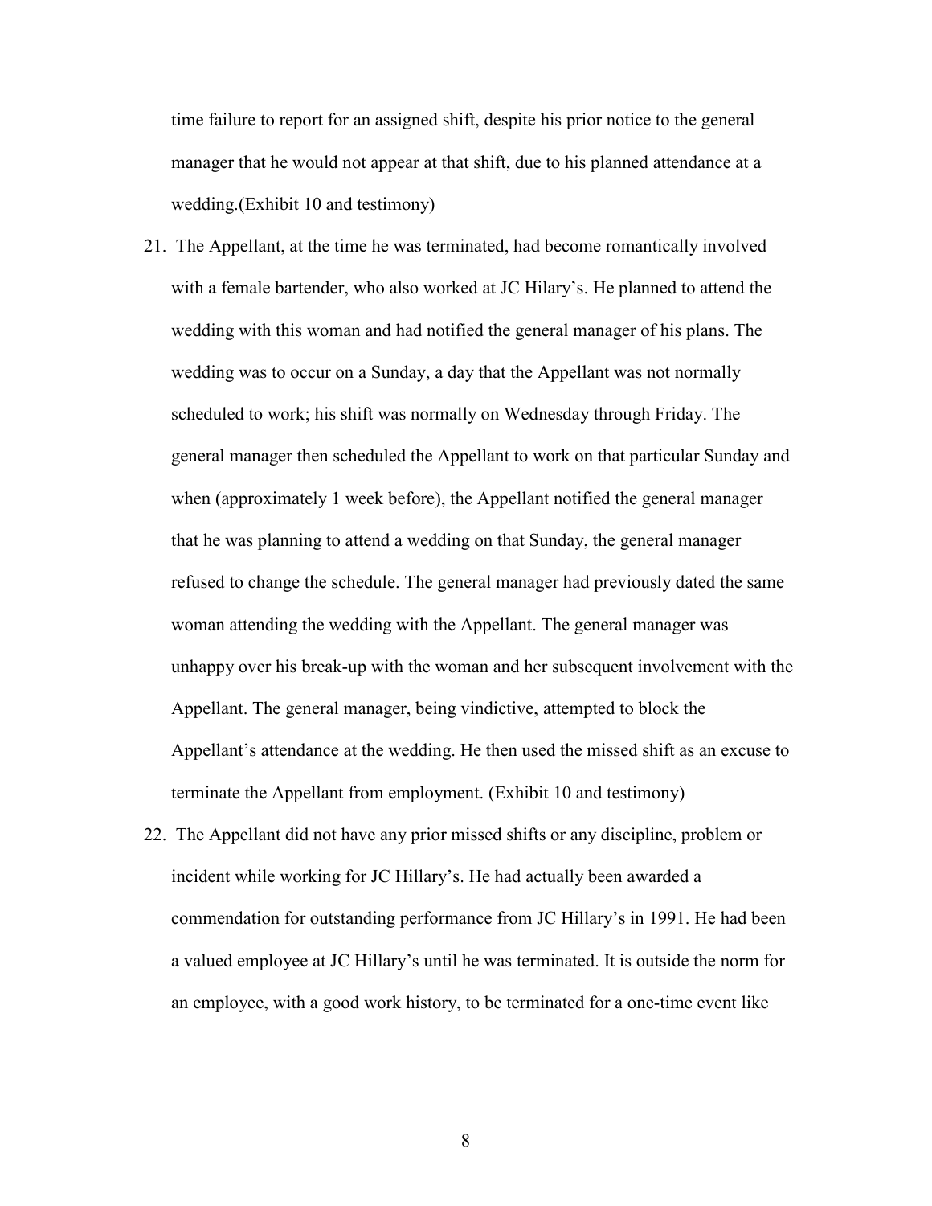time failure to report for an assigned shift, despite his prior notice to the general manager that he would not appear at that shift, due to his planned attendance at a wedding.(Exhibit 10 and testimony)

21. The Appellant, at the time he was terminated, had become romantically involved with a female bartender, who also worked at JC Hilary's. He planned to attend the wedding with this woman and had notified the general manager of his plans. The wedding was to occur on a Sunday, a day that the Appellant was not normally scheduled to work; his shift was normally on Wednesday through Friday. The general manager then scheduled the Appellant to work on that particular Sunday and when (approximately 1 week before), the Appellant notified the general manager that he was planning to attend a wedding on that Sunday, the general manager refused to change the schedule. The general manager had previously dated the same woman attending the wedding with the Appellant. The general manager was unhappy over his break-up with the woman and her subsequent involvement with the Appellant. The general manager, being vindictive, attempted to block the Appellant's attendance at the wedding. He then used the missed shift as an excuse to terminate the Appellant from employment. (Exhibit 10 and testimony)

22. The Appellant did not have any prior missed shifts or any discipline, problem or incident while working for JC Hillary's. He had actually been awarded a commendation for outstanding performance from JC Hillary's in 1991. He had been a valued employee at JC Hillary's until he was terminated. It is outside the norm for an employee, with a good work history, to be terminated for a one-time event like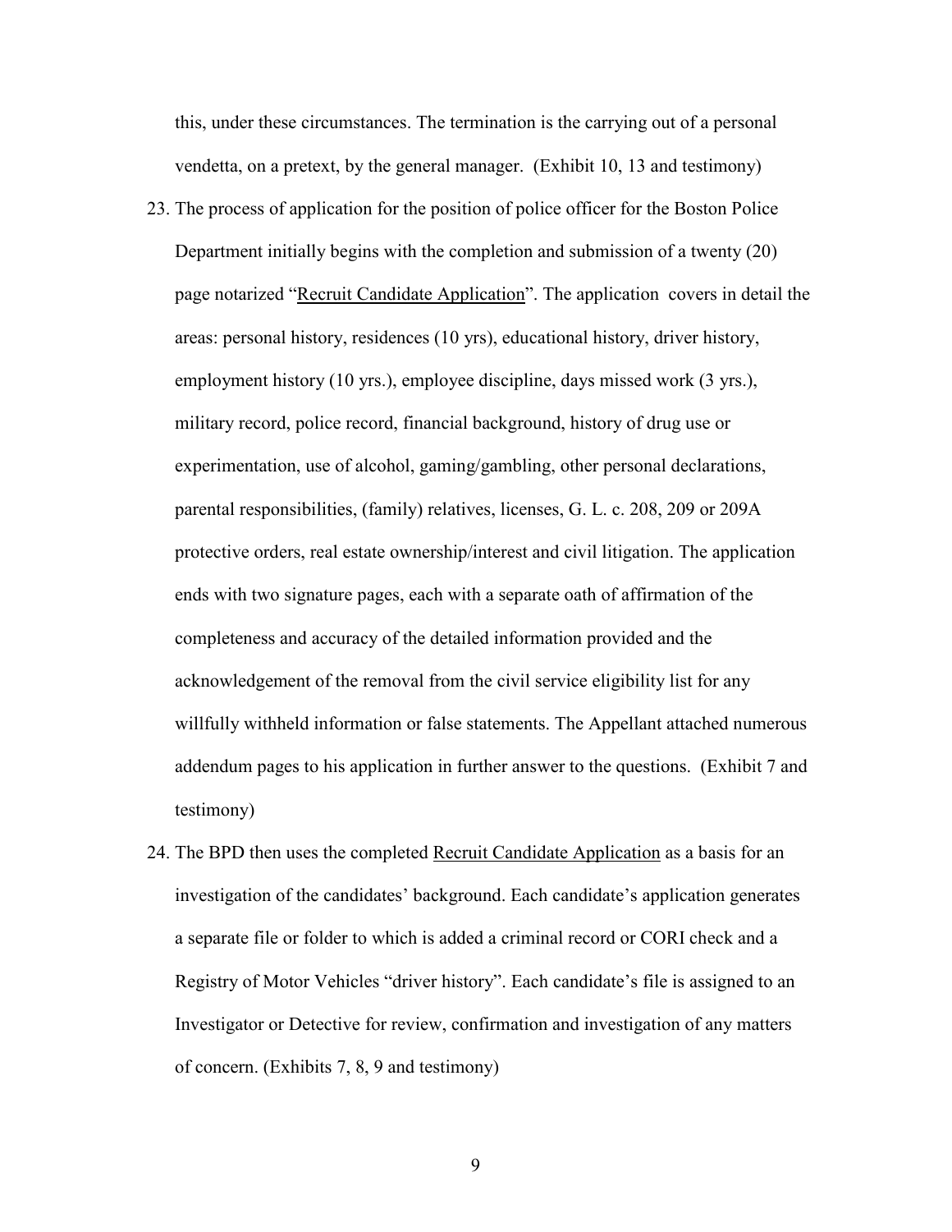this, under these circumstances. The termination is the carrying out of a personal vendetta, on a pretext, by the general manager. (Exhibit 10, 13 and testimony)

23. The process of application for the position of police officer for the Boston Police Department initially begins with the completion and submission of a twenty (20) page notarized "<u>Recruit Candidate Application</u>". The application covers in detail the areas: personal history, residences (10 yrs), educational history, driver history, employment history (10 yrs.), employee discipline, days missed work (3 yrs.), military record, police record, financial background, history of drug use or experimentation, use of alcohol, gaming/gambling, other personal declarations, parental responsibilities, (family) relatives, licenses, G. L. c. 208, 209 or 209A protective orders, real estate ownership/interest and civil litigation. The application ends with two signature pages, each with a separate oath of affirmation of the completeness and accuracy of the detailed information provided and the acknowledgement of the removal from the civil service eligibility list for any willfully withheld information or false statements. The Appellant attached numerous addendum pages to his application in further answer to the questions. (Exhibit 7 and testimony)

24. The BPD then uses the completed <u>Recruit Candidate Application</u> as a basis for an investigation of the candidates' background. Each candidate's application generates a separate file or folder to which is added a criminal record or CORI check and a Registry of Motor Vehicles "driver history". Each candidate's file is assigned to an Investigator or Detective for review, confirmation and investigation of any matters of concern. (Exhibits 7, 8, 9 and testimony)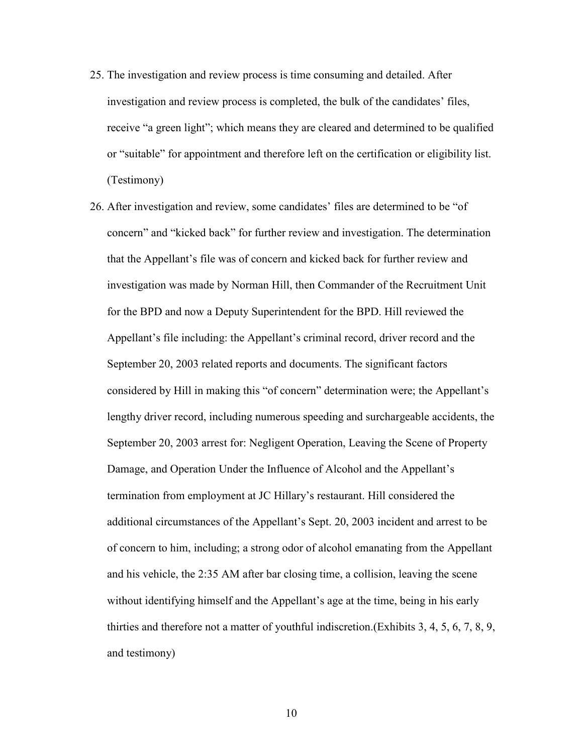25. The investigation and review process is time consuming and detailed. After investigation and review process is completed, the bulk of the candidates' files, receive "a green light"; which means they are cleared and determined to be qualified or "suitable" for appointment and therefore left on the certification or eligibility list. (Testimony)

26. After investigation and review, some candidates' files are determined to be "of concern" and "kicked back" for further review and investigation. The determination that the Appellant's file was of concern and kicked back for further review and investigation was made by Norman Hill, then Commander of the Recruitment Unit for the BPD and now a Deputy Superintendent for the BPD. Hill reviewed the Appellant's file including: the Appellant's criminal record, driver record and the September 20, 2003 related reports and documents. The significant factors considered by Hill in making this "of concern" determination were; the Appellant's lengthy driver record, including numerous speeding and surchargeable accidents, the September 20, 2003 arrest for: Negligent Operation, Leaving the Scene of Property Damage, and Operation Under the Influence of Alcohol and the Appellant's termination from employment at JC Hillary's restaurant. Hill considered the additional circumstances of the Appellant's Sept. 20, 2003 incident and arrest to be of concern to him, including; a strong odor of alcohol emanating from the Appellant and his vehicle, the 2:35 AM after bar closing time, a collision, leaving the scene without identifying himself and the Appellant's age at the time, being in his early thirties and therefore not a matter of youthful indiscretion.(Exhibits 3, 4, 5, 6, 7, 8, 9, and testimony)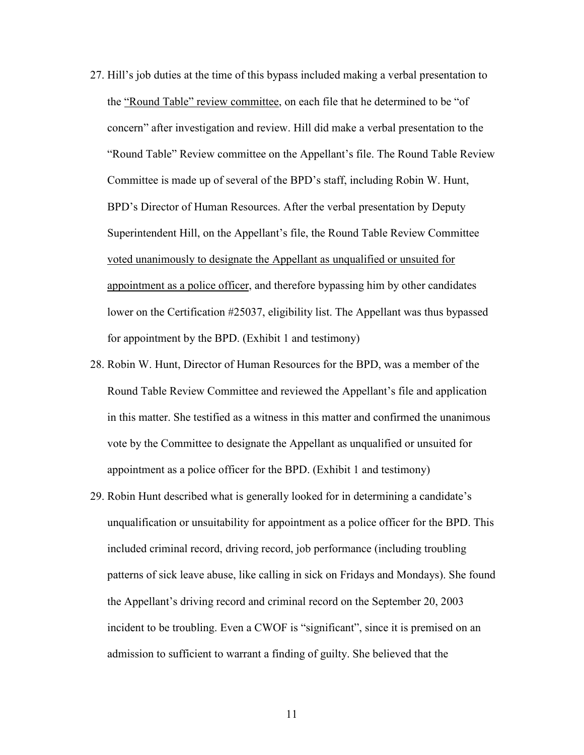27. Hill's job duties at the time of this bypass included making a verbal presentation to the <u>"Round Table" review committee</u>, on each file that he determined to be "of concern" after investigation and review. Hill did make a verbal presentation to the "Round Table" Review committee on the Appellant's file. The Round Table Review Committee is made up of several of the BPD's staff, including Robin W. Hunt, BPD's Director of Human Resources. After the verbal presentation by Deputy Superintendent Hill, on the Appellant's file, the Round Table Review Committee <u>voted unanimously to designate the Appellant as unqualified or unsuited for appointment as a police officer</u>, and therefore bypassing him by other candidates lower on the Certification #25037, eligibility list. The Appellant was thus bypassed for appointment by the BPD. (Exhibit 1 and testimony)
28. Robin W. Hunt, Director of Human Resources for the BPD, was a member of the Round Table Review Committee and reviewed the Appellant's file and application in this matter. She testified as a witness in this matter and confirmed the unanimous vote by the Committee to designate the Appellant as unqualified or unsuited for appointment as a police officer for the BPD. (Exhibit 1 and testimony)
29. Robin Hunt described what is generally looked for in determining a candidate's unqualification or unsuitability for appointment as a police officer for the BPD. This included criminal record, driving record, job performance (including troubling patterns of sick leave abuse, like calling in sick on Fridays and Mondays). She found the Appellant's driving record and criminal record on the September 20, 2003 incident to be troubling. Even a CWOF is "significant", since it is premised on an admission to sufficient to warrant a finding of guilty. She believed that the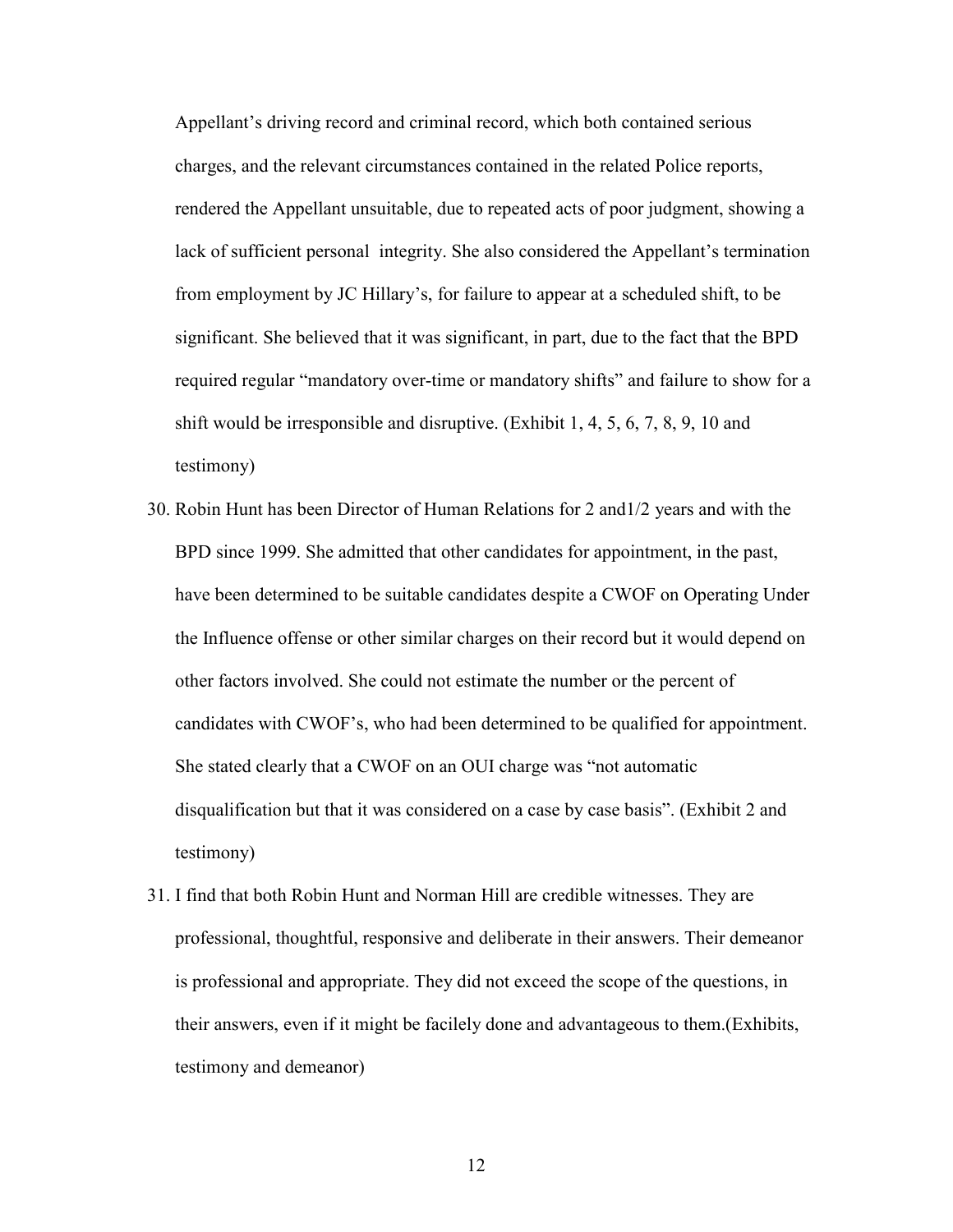Appellant's driving record and criminal record, which both contained serious charges, and the relevant circumstances contained in the related Police reports, rendered the Appellant unsuitable, due to repeated acts of poor judgment, showing a lack of sufficient personal integrity. She also considered the Appellant's termination from employment by JC Hillary's, for failure to appear at a scheduled shift, to be significant. She believed that it was significant, in part, due to the fact that the BPD required regular "mandatory over-time or mandatory shifts" and failure to show for a shift would be irresponsible and disruptive. (Exhibit 1, 4, 5, 6, 7, 8, 9, 10 and testimony)

30. Robin Hunt has been Director of Human Relations for 2 and1/2 years and with the BPD since 1999. She admitted that other candidates for appointment, in the past, have been determined to be suitable candidates despite a CWOF on Operating Under the Influence offense or other similar charges on their record but it would depend on other factors involved. She could not estimate the number or the percent of candidates with CWOF's, who had been determined to be qualified for appointment. She stated clearly that a CWOF on an OUI charge was "not automatic disqualification but that it was considered on a case by case basis". (Exhibit 2 and testimony)
31. I find that both Robin Hunt and Norman Hill are credible witnesses. They are professional, thoughtful, responsive and deliberate in their answers. Their demeanor is professional and appropriate. They did not exceed the scope of the questions, in their answers, even if it might be facilely done and advantageous to them.(Exhibits, testimony and demeanor)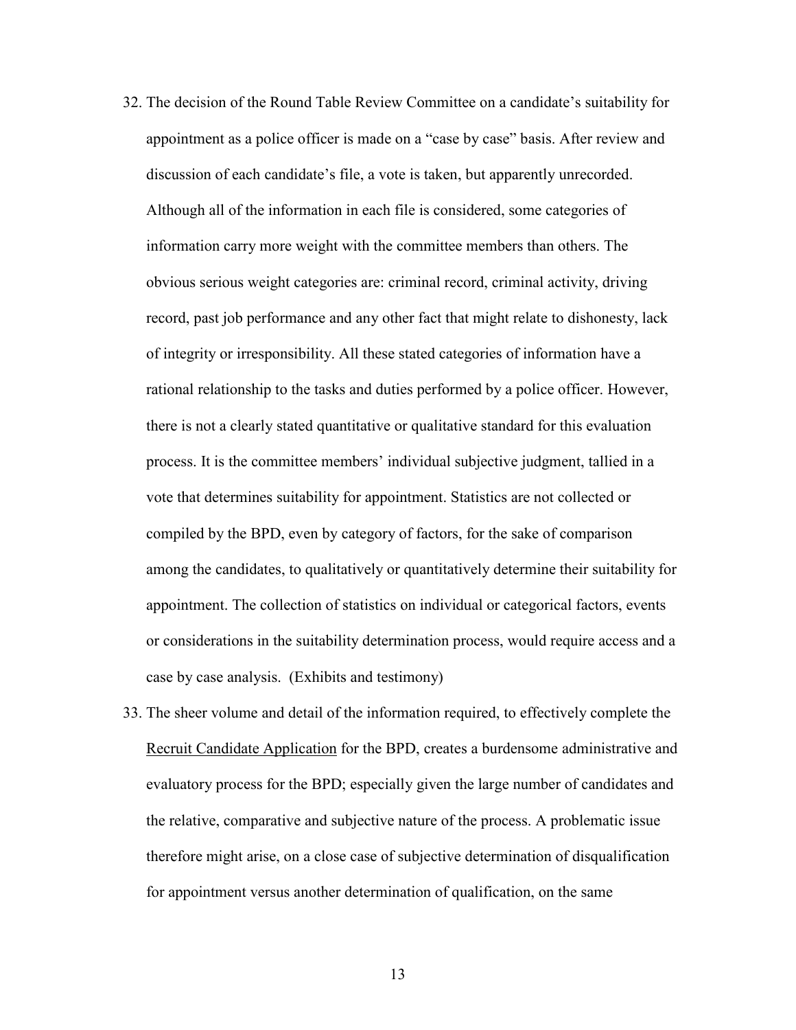32. The decision of the Round Table Review Committee on a candidate's suitability for appointment as a police officer is made on a "case by case" basis. After review and discussion of each candidate's file, a vote is taken, but apparently unrecorded. Although all of the information in each file is considered, some categories of information carry more weight with the committee members than others. The obvious serious weight categories are: criminal record, criminal activity, driving record, past job performance and any other fact that might relate to dishonesty, lack of integrity or irresponsibility. All these stated categories of information have a rational relationship to the tasks and duties performed by a police officer. However, there is not a clearly stated quantitative or qualitative standard for this evaluation process. It is the committee members' individual subjective judgment, tallied in a vote that determines suitability for appointment. Statistics are not collected or compiled by the BPD, even by category of factors, for the sake of comparison among the candidates, to qualitatively or quantitatively determine their suitability for appointment. The collection of statistics on individual or categorical factors, events or considerations in the suitability determination process, would require access and a case by case analysis. (Exhibits and testimony)

33. The sheer volume and detail of the information required, to effectively complete the Recruit Candidate Application for the BPD, creates a burdensome administrative and evaluatory process for the BPD; especially given the large number of candidates and the relative, comparative and subjective nature of the process. A problematic issue therefore might arise, on a close case of subjective determination of disqualification for appointment versus another determination of qualification, on the same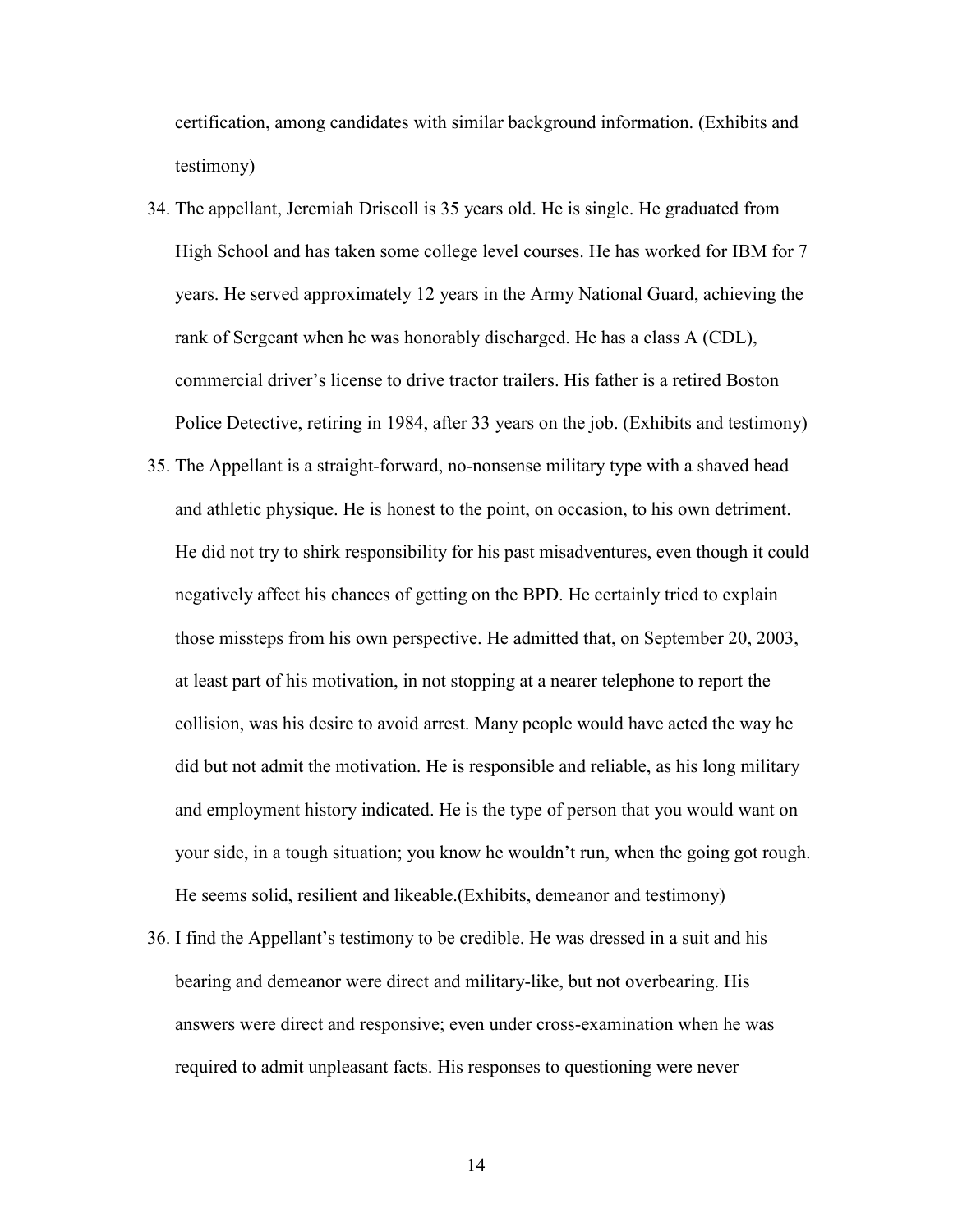certification, among candidates with similar background information. (Exhibits and testimony)

34. The appellant, Jeremiah Driscoll is 35 years old. He is single. He graduated from High School and has taken some college level courses. He has worked for IBM for 7 years. He served approximately 12 years in the Army National Guard, achieving the rank of Sergeant when he was honorably discharged. He has a class A (CDL), commercial driver's license to drive tractor trailers. His father is a retired Boston Police Detective, retiring in 1984, after 33 years on the job. (Exhibits and testimony)

35. The Appellant is a straight-forward, no-nonsense military type with a shaved head and athletic physique. He is honest to the point, on occasion, to his own detriment. He did not try to shirk responsibility for his past misadventures, even though it could negatively affect his chances of getting on the BPD. He certainly tried to explain those missteps from his own perspective. He admitted that, on September 20, 2003, at least part of his motivation, in not stopping at a nearer telephone to report the collision, was his desire to avoid arrest. Many people would have acted the way he did but not admit the motivation. He is responsible and reliable, as his long military and employment history indicated. He is the type of person that you would want on your side, in a tough situation; you know he wouldn't run, when the going got rough. He seems solid, resilient and likeable.(Exhibits, demeanor and testimony)

36. I find the Appellant's testimony to be credible. He was dressed in a suit and his bearing and demeanor were direct and military-like, but not overbearing. His answers were direct and responsive; even under cross-examination when he was required to admit unpleasant facts. His responses to questioning were never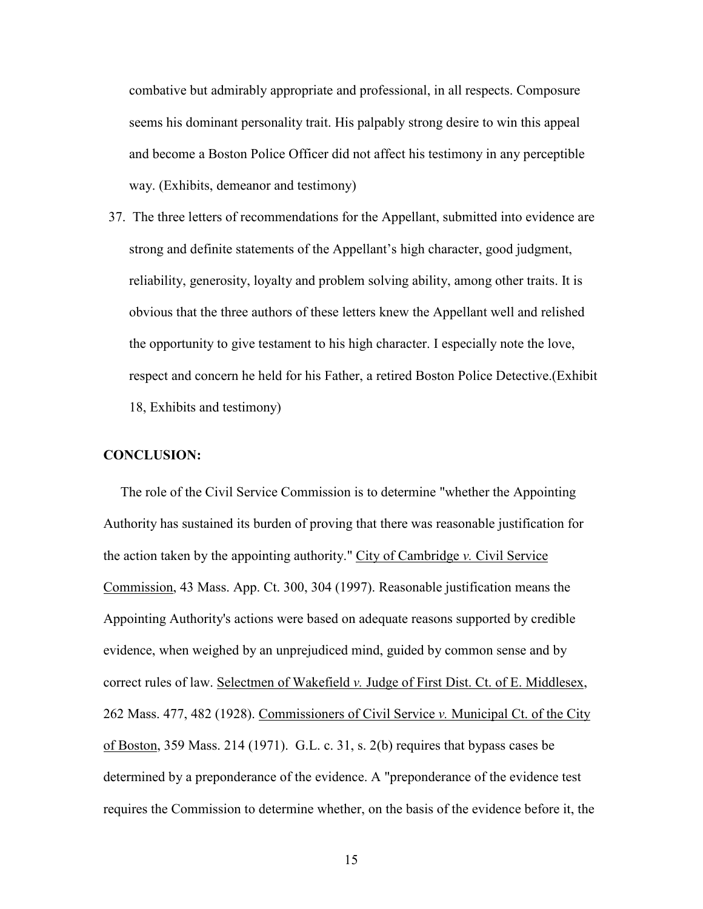combative but admirably appropriate and professional, in all respects. Composure seems his dominant personality trait. His palpably strong desire to win this appeal and become a Boston Police Officer did not affect his testimony in any perceptible way. (Exhibits, demeanor and testimony)

37. The three letters of recommendations for the Appellant, submitted into evidence are strong and definite statements of the Appellant's high character, good judgment, reliability, generosity, loyalty and problem solving ability, among other traits. It is obvious that the three authors of these letters knew the Appellant well and relished the opportunity to give testament to his high character. I especially note the love, respect and concern he held for his Father, a retired Boston Police Detective.(Exhibit 18, Exhibits and testimony)

**CONCLUSION:**

The role of the Civil Service Commission is to determine "whether the Appointing Authority has sustained its burden of proving that there was reasonable justification for the action taken by the appointing authority." City of Cambridge *v.* Civil Service Commission, 43 Mass. App. Ct. 300, 304 (1997). Reasonable justification means the Appointing Authority's actions were based on adequate reasons supported by credible evidence, when weighed by an unprejudiced mind, guided by common sense and by correct rules of law. Selectmen of Wakefield *v.* Judge of First Dist. Ct. of E. Middlesex, 262 Mass. 477, 482 (1928). Commissioners of Civil Service *v.* Municipal Ct. of the City of Boston, 359 Mass. 214 (1971). G.L. c. 31, s. 2(b) requires that bypass cases be determined by a preponderance of the evidence. A "preponderance of the evidence test requires the Commission to determine whether, on the basis of the evidence before it, the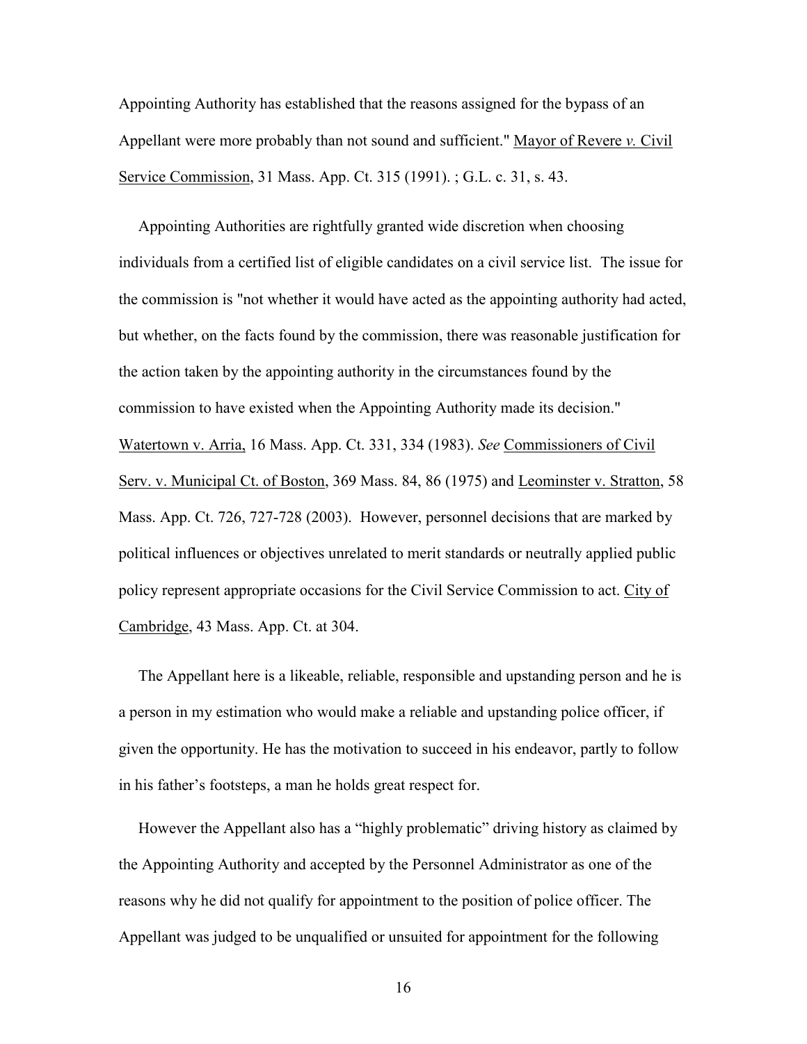Appointing Authority has established that the reasons assigned for the bypass of an Appellant were more probably than not sound and sufficient." Mayor of Revere *v.* Civil Service Commission, 31 Mass. App. Ct. 315 (1991). ; G.L. c. 31, s. 43.

Appointing Authorities are rightfully granted wide discretion when choosing individuals from a certified list of eligible candidates on a civil service list. The issue for the commission is "not whether it would have acted as the appointing authority had acted, but whether, on the facts found by the commission, there was reasonable justification for the action taken by the appointing authority in the circumstances found by the commission to have existed when the Appointing Authority made its decision." Watertown v. Arria, 16 Mass. App. Ct. 331, 334 (1983). *See* Commissioners of Civil Serv. v. Municipal Ct. of Boston, 369 Mass. 84, 86 (1975) and Leominster v. Stratton, 58 Mass. App. Ct. 726, 727-728 (2003). However, personnel decisions that are marked by political influences or objectives unrelated to merit standards or neutrally applied public policy represent appropriate occasions for the Civil Service Commission to act. City of Cambridge, 43 Mass. App. Ct. at 304.

The Appellant here is a likeable, reliable, responsible and upstanding person and he is a person in my estimation who would make a reliable and upstanding police officer, if given the opportunity. He has the motivation to succeed in his endeavor, partly to follow in his father's footsteps, a man he holds great respect for.

However the Appellant also has a "highly problematic" driving history as claimed by the Appointing Authority and accepted by the Personnel Administrator as one of the reasons why he did not qualify for appointment to the position of police officer. The Appellant was judged to be unqualified or unsuited for appointment for the following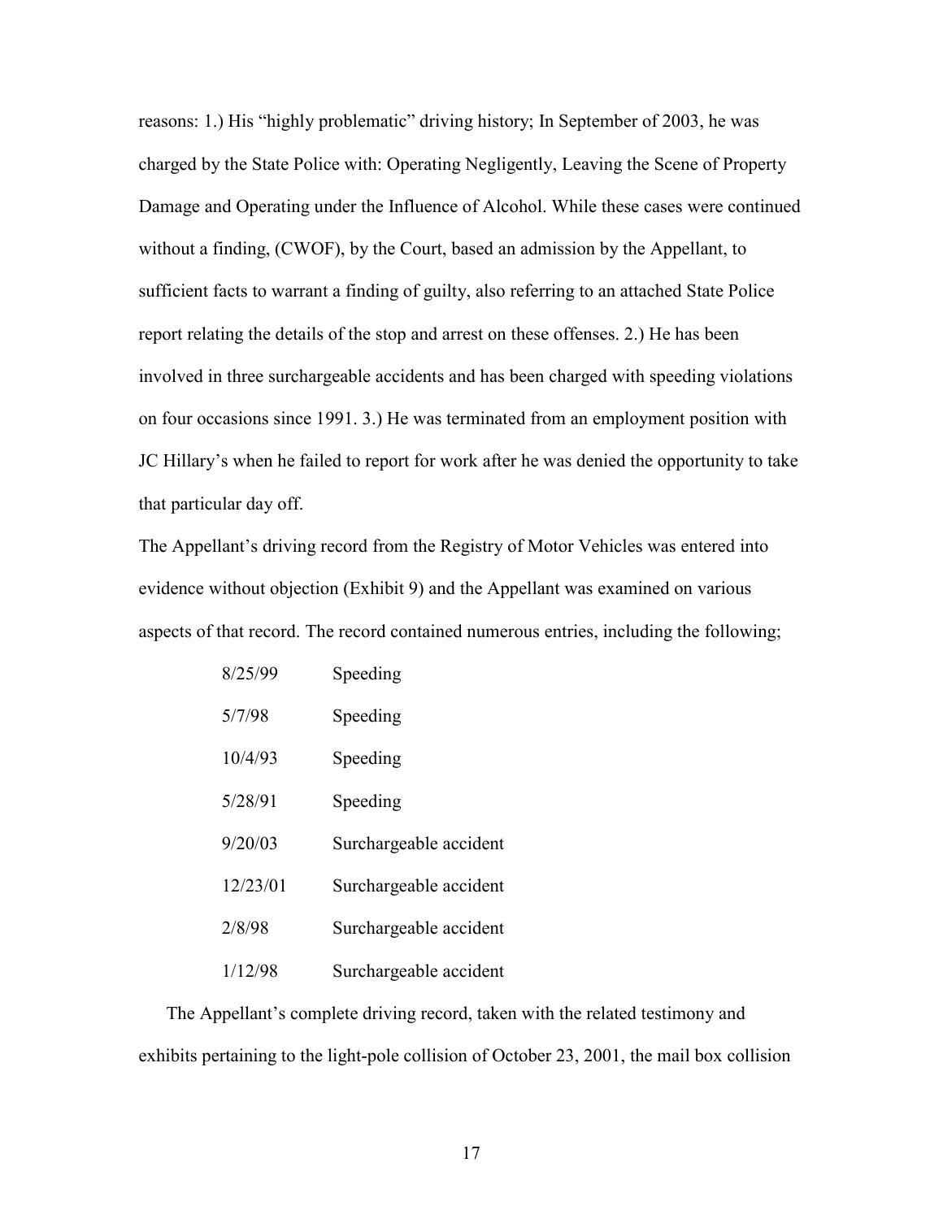reasons: 1.) His "highly problematic" driving history; In September of 2003, he was charged by the State Police with: Operating Negligently, Leaving the Scene of Property Damage and Operating under the Influence of Alcohol. While these cases were continued without a finding, (CWOF), by the Court, based an admission by the Appellant, to sufficient facts to warrant a finding of guilty, also referring to an attached State Police report relating the details of the stop and arrest on these offenses. 2.) He has been involved in three surchargeable accidents and has been charged with speeding violations on four occasions since 1991. 3.) He was terminated from an employment position with JC Hillary's when he failed to report for work after he was denied the opportunity to take that particular day off.

The Appellant's driving record from the Registry of Motor Vehicles was entered into evidence without objection (Exhibit 9) and the Appellant was examined on various aspects of that record. The record contained numerous entries, including the following;

| | |
|---|---|
| 8/25/99 | Speeding |
| 5/7/98 | Speeding |
| 10/4/93 | Speeding |
| 5/28/91 | Speeding |
| 9/20/03 | Surchargeable accident |
| 12/23/01 | Surchargeable accident |
| 2/8/98 | Surchargeable accident |
| 1/12/98 | Surchargeable accident |

The Appellant's complete driving record, taken with the related testimony and exhibits pertaining to the light-pole collision of October 23, 2001, the mail box collision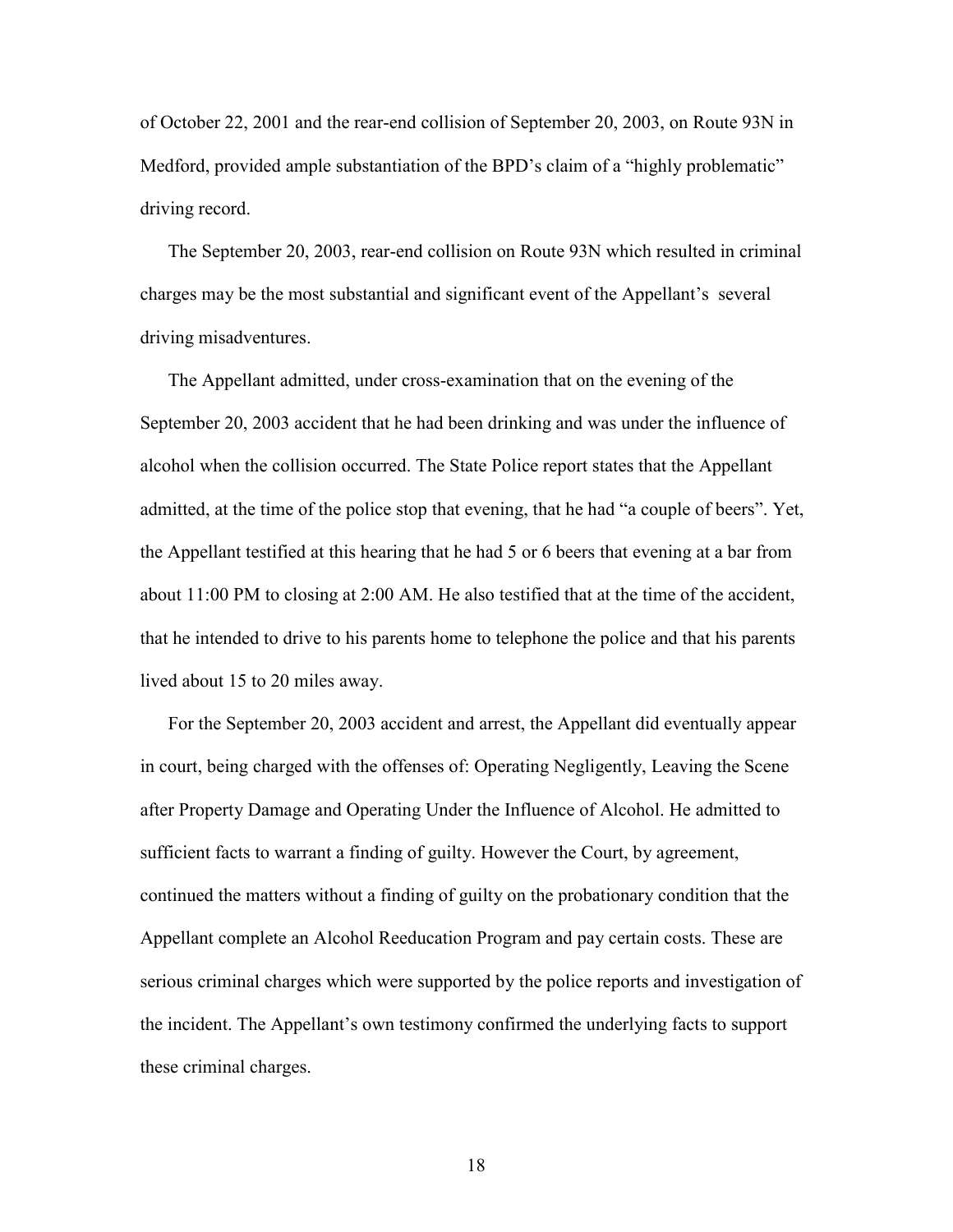of October 22, 2001 and the rear-end collision of September 20, 2003, on Route 93N in Medford, provided ample substantiation of the BPD's claim of a "highly problematic" driving record.

The September 20, 2003, rear-end collision on Route 93N which resulted in criminal charges may be the most substantial and significant event of the Appellant's several driving misadventures.

The Appellant admitted, under cross-examination that on the evening of the September 20, 2003 accident that he had been drinking and was under the influence of alcohol when the collision occurred. The State Police report states that the Appellant admitted, at the time of the police stop that evening, that he had "a couple of beers". Yet, the Appellant testified at this hearing that he had 5 or 6 beers that evening at a bar from about 11:00 PM to closing at 2:00 AM. He also testified that at the time of the accident, that he intended to drive to his parents home to telephone the police and that his parents lived about 15 to 20 miles away.

For the September 20, 2003 accident and arrest, the Appellant did eventually appear in court, being charged with the offenses of: Operating Negligently, Leaving the Scene after Property Damage and Operating Under the Influence of Alcohol. He admitted to sufficient facts to warrant a finding of guilty. However the Court, by agreement, continued the matters without a finding of guilty on the probationary condition that the Appellant complete an Alcohol Reeducation Program and pay certain costs. These are serious criminal charges which were supported by the police reports and investigation of the incident. The Appellant's own testimony confirmed the underlying facts to support these criminal charges.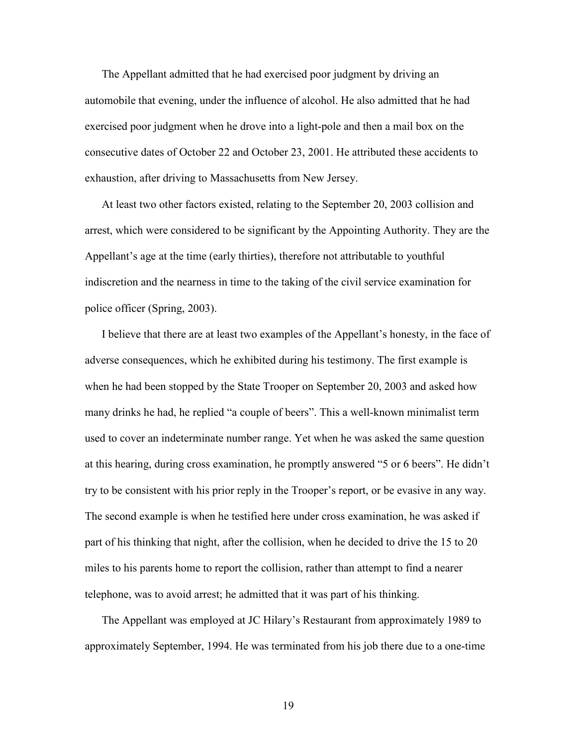The Appellant admitted that he had exercised poor judgment by driving an automobile that evening, under the influence of alcohol. He also admitted that he had exercised poor judgment when he drove into a light-pole and then a mail box on the consecutive dates of October 22 and October 23, 2001. He attributed these accidents to exhaustion, after driving to Massachusetts from New Jersey.

At least two other factors existed, relating to the September 20, 2003 collision and arrest, which were considered to be significant by the Appointing Authority. They are the Appellant's age at the time (early thirties), therefore not attributable to youthful indiscretion and the nearness in time to the taking of the civil service examination for police officer (Spring, 2003).

I believe that there are at least two examples of the Appellant's honesty, in the face of adverse consequences, which he exhibited during his testimony. The first example is when he had been stopped by the State Trooper on September 20, 2003 and asked how many drinks he had, he replied "a couple of beers". This a well-known minimalist term used to cover an indeterminate number range. Yet when he was asked the same question at this hearing, during cross examination, he promptly answered "5 or 6 beers". He didn't try to be consistent with his prior reply in the Trooper's report, or be evasive in any way. The second example is when he testified here under cross examination, he was asked if part of his thinking that night, after the collision, when he decided to drive the 15 to 20 miles to his parents home to report the collision, rather than attempt to find a nearer telephone, was to avoid arrest; he admitted that it was part of his thinking.

The Appellant was employed at JC Hilary's Restaurant from approximately 1989 to approximately September, 1994. He was terminated from his job there due to a one-time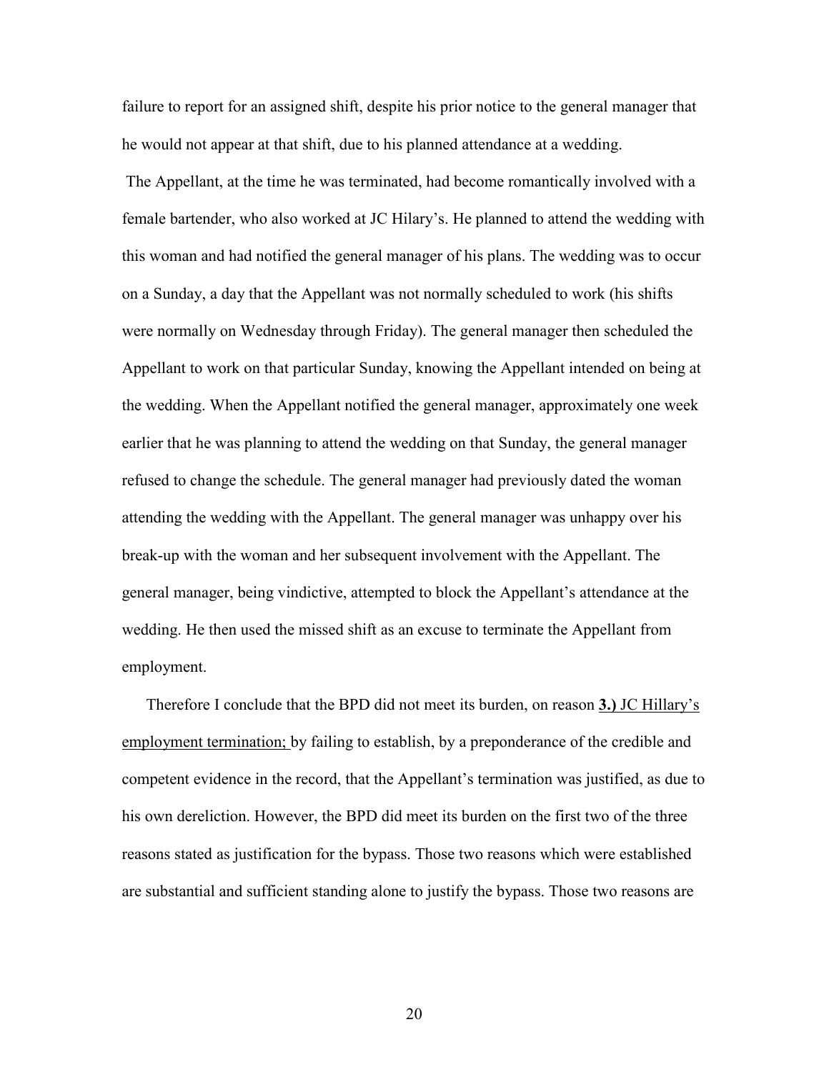failure to report for an assigned shift, despite his prior notice to the general manager that he would not appear at that shift, due to his planned attendance at a wedding.

The Appellant, at the time he was terminated, had become romantically involved with a female bartender, who also worked at JC Hilary's. He planned to attend the wedding with this woman and had notified the general manager of his plans. The wedding was to occur on a Sunday, a day that the Appellant was not normally scheduled to work (his shifts were normally on Wednesday through Friday). The general manager then scheduled the Appellant to work on that particular Sunday, knowing the Appellant intended on being at the wedding. When the Appellant notified the general manager, approximately one week earlier that he was planning to attend the wedding on that Sunday, the general manager refused to change the schedule. The general manager had previously dated the woman attending the wedding with the Appellant. The general manager was unhappy over his break-up with the woman and her subsequent involvement with the Appellant. The general manager, being vindictive, attempted to block the Appellant's attendance at the wedding. He then used the missed shift as an excuse to terminate the Appellant from employment.

Therefore I conclude that the BPD did not meet its burden, on reason **3.)** <u>JC Hillary's employment termination;</u> by failing to establish, by a preponderance of the credible and competent evidence in the record, that the Appellant's termination was justified, as due to his own dereliction. However, the BPD did meet its burden on the first two of the three reasons stated as justification for the bypass. Those two reasons which were established are substantial and sufficient standing alone to justify the bypass. Those two reasons are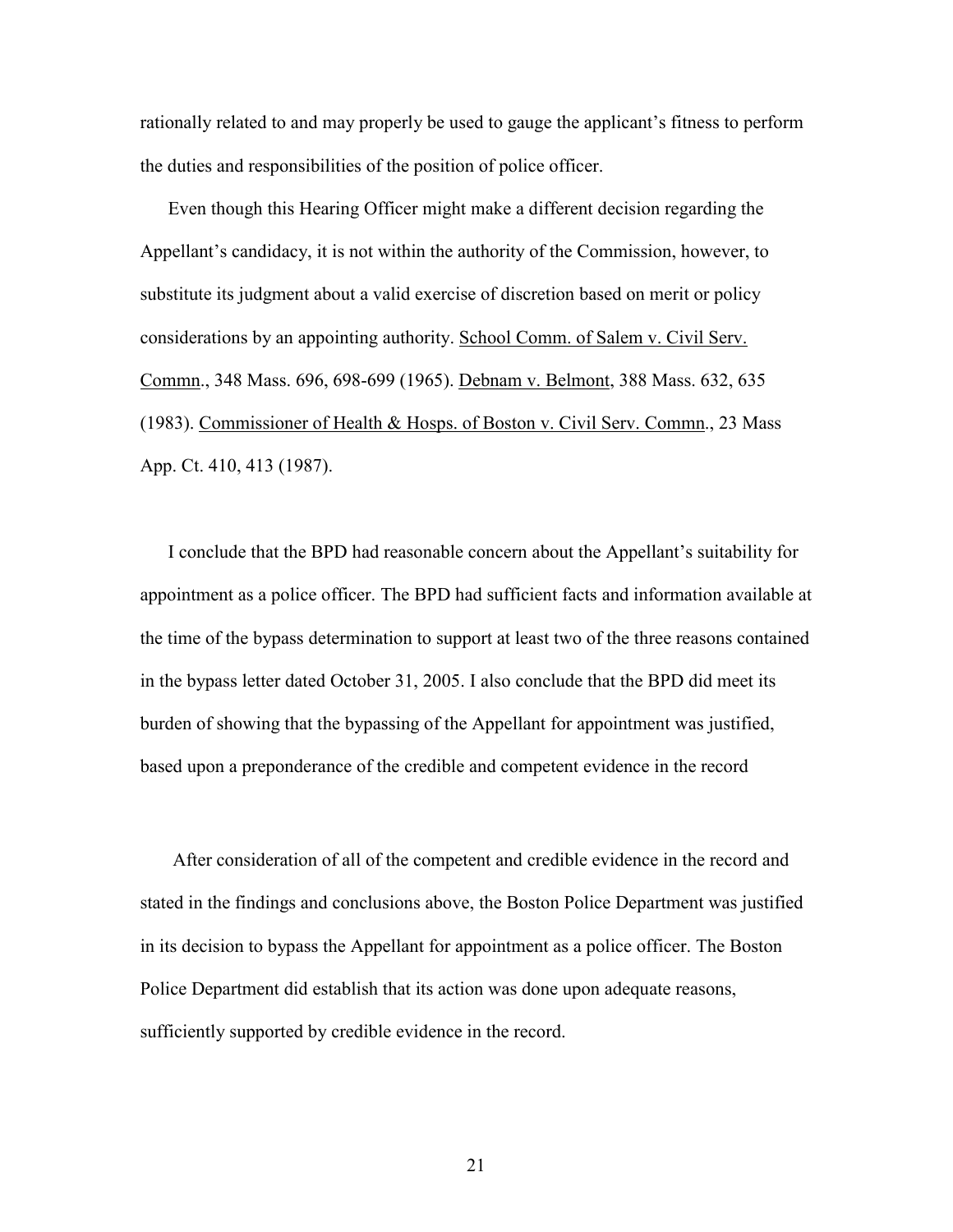rationally related to and may properly be used to gauge the applicant's fitness to perform the duties and responsibilities of the position of police officer.

Even though this Hearing Officer might make a different decision regarding the Appellant's candidacy, it is not within the authority of the Commission, however, to substitute its judgment about a valid exercise of discretion based on merit or policy considerations by an appointing authority. School Comm. of Salem v. Civil Serv. Commn., 348 Mass. 696, 698-699 (1965). Debnam v. Belmont, 388 Mass. 632, 635 (1983). Commissioner of Health & Hosps. of Boston v. Civil Serv. Commn., 23 Mass App. Ct. 410, 413 (1987).

I conclude that the BPD had reasonable concern about the Appellant's suitability for appointment as a police officer. The BPD had sufficient facts and information available at the time of the bypass determination to support at least two of the three reasons contained in the bypass letter dated October 31, 2005. I also conclude that the BPD did meet its burden of showing that the bypassing of the Appellant for appointment was justified, based upon a preponderance of the credible and competent evidence in the record

After consideration of all of the competent and credible evidence in the record and stated in the findings and conclusions above, the Boston Police Department was justified in its decision to bypass the Appellant for appointment as a police officer. The Boston Police Department did establish that its action was done upon adequate reasons, sufficiently supported by credible evidence in the record.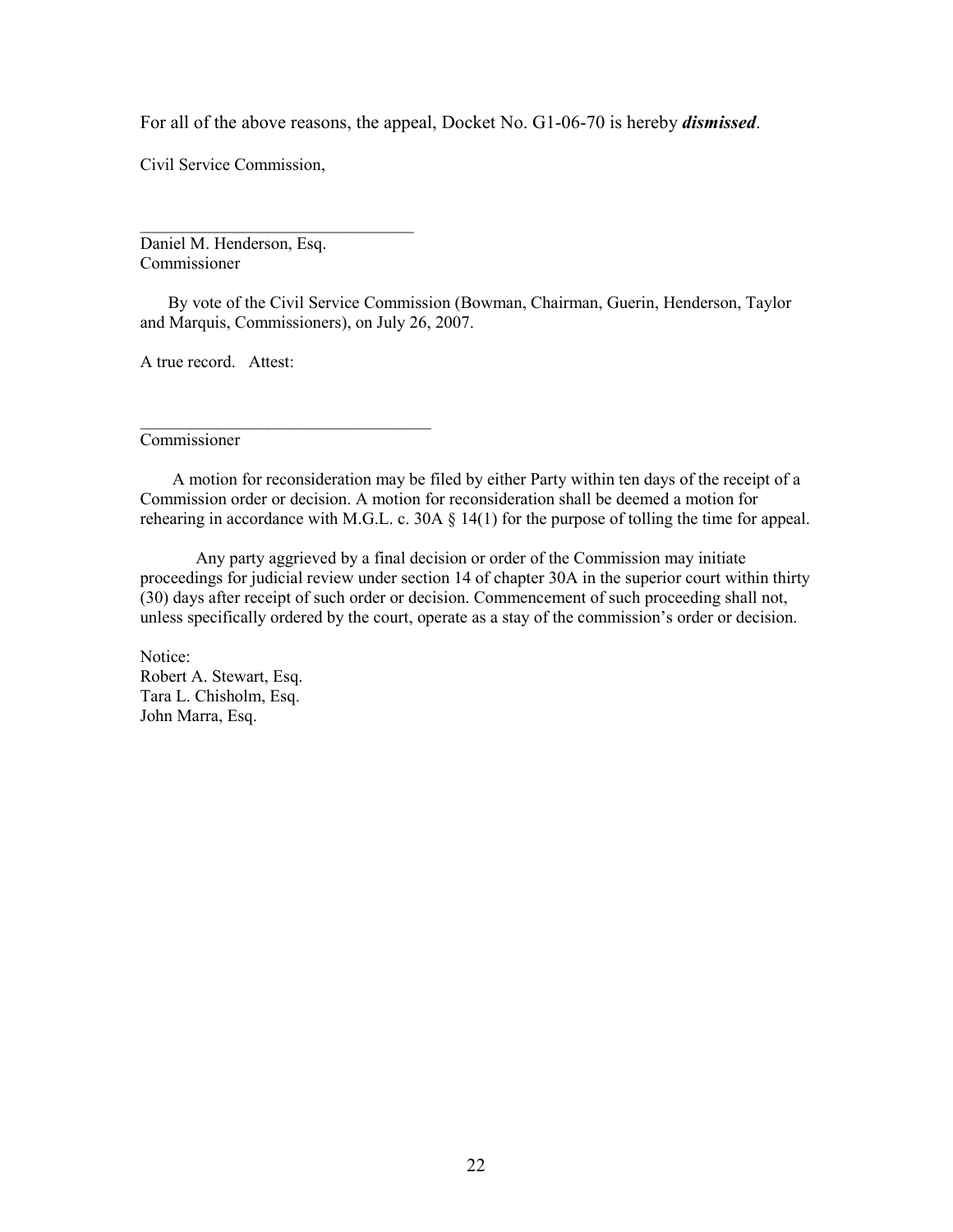For all of the above reasons, the appeal, Docket No. G1-06-70 is hereby ***dismissed***.

Civil Service Commission,

_______________________________
Daniel M. Henderson, Esq.
Commissioner

By vote of the Civil Service Commission (Bowman, Chairman, Guerin, Henderson, Taylor and Marquis, Commissioners), on July 26, 2007.

A true record. Attest:

_________________________________
Commissioner

A motion for reconsideration may be filed by either Party within ten days of the receipt of a Commission order or decision. A motion for reconsideration shall be deemed a motion for rehearing in accordance with M.G.L. c. 30A § 14(1) for the purpose of tolling the time for appeal.

Any party aggrieved by a final decision or order of the Commission may initiate proceedings for judicial review under section 14 of chapter 30A in the superior court within thirty (30) days after receipt of such order or decision. Commencement of such proceeding shall not, unless specifically ordered by the court, operate as a stay of the commission's order or decision.

Notice:
Robert A. Stewart, Esq.
Tara L. Chisholm, Esq.
John Marra, Esq.